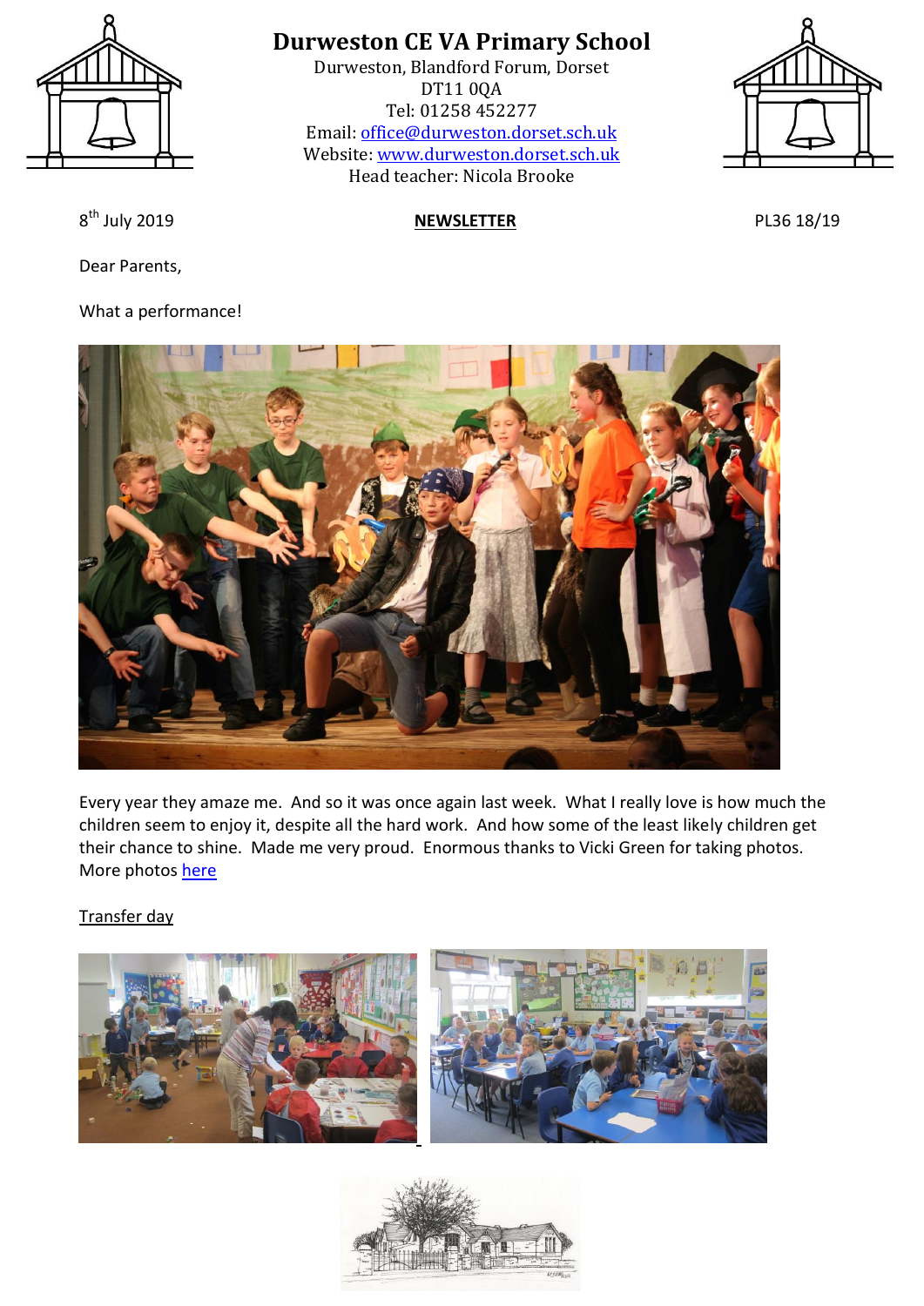# Durweston CE VA Primary School

Durweston, Blandford Forum, Dorset
DT11 0QA
Tel: 01258 452277
Email: office@durweston.dorset.sch.uk
Website: www.durweston.dorset.sch.uk
Head teacher: Nicola Brooke

8th July 2019 **NEWSLETTER** PL36 18/19

Dear Parents,

What a performance!

Every year they amaze me. And so it was once again last week. What I really love is how much the children seem to enjoy it, despite all the hard work. And how some of the least likely children get their chance to shine. Made me very proud. Enormous thanks to Vicki Green for taking photos. More photos here

Transfer day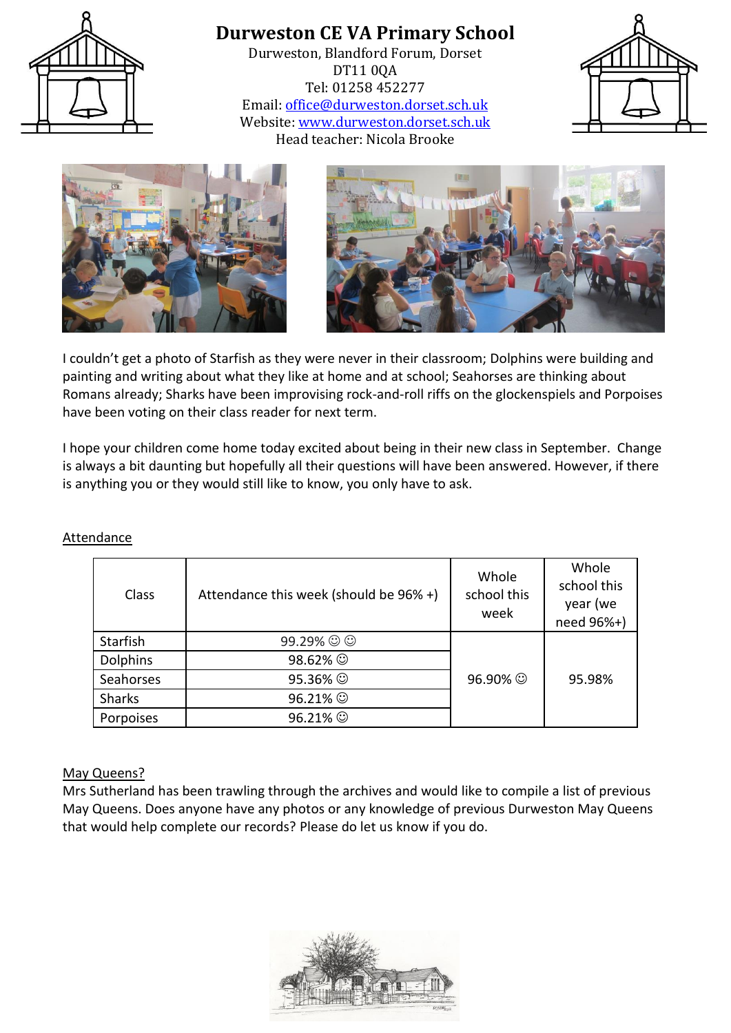# Durweston CE VA Primary School

Durweston, Blandford Forum, Dorset
DT11 0QA
Tel: 01258 452277
Email: office@durweston.dorset.sch.uk
Website: www.durweston.dorset.sch.uk
Head teacher: Nicola Brooke

I couldn't get a photo of Starfish as they were never in their classroom; Dolphins were building and painting and writing about what they like at home and at school; Seahorses are thinking about Romans already; Sharks have been improvising rock-and-roll riffs on the glockenspiels and Porpoises have been voting on their class reader for next term.

I hope your children come home today excited about being in their new class in September. Change is always a bit daunting but hopefully all their questions will have been answered. However, if there is anything you or they would still like to know, you only have to ask.

## Attendance

| Class | Attendance this week (should be 96% +) | Whole school this week | Whole school this year (we need 96%+) |
|---|---|---|---|
| Starfish | 99.29% ☺ ☺ | 96.90% ☺ | 95.98% |
| Dolphins | 98.62% ☺ | | |
| Seahorses | 95.36% ☺ | | |
| Sharks | 96.21% ☺ | | |
| Porpoises | 96.21% ☺ | | |

## May Queens?

Mrs Sutherland has been trawling through the archives and would like to compile a list of previous May Queens. Does anyone have any photos or any knowledge of previous Durweston May Queens that would help complete our records? Please do let us know if you do.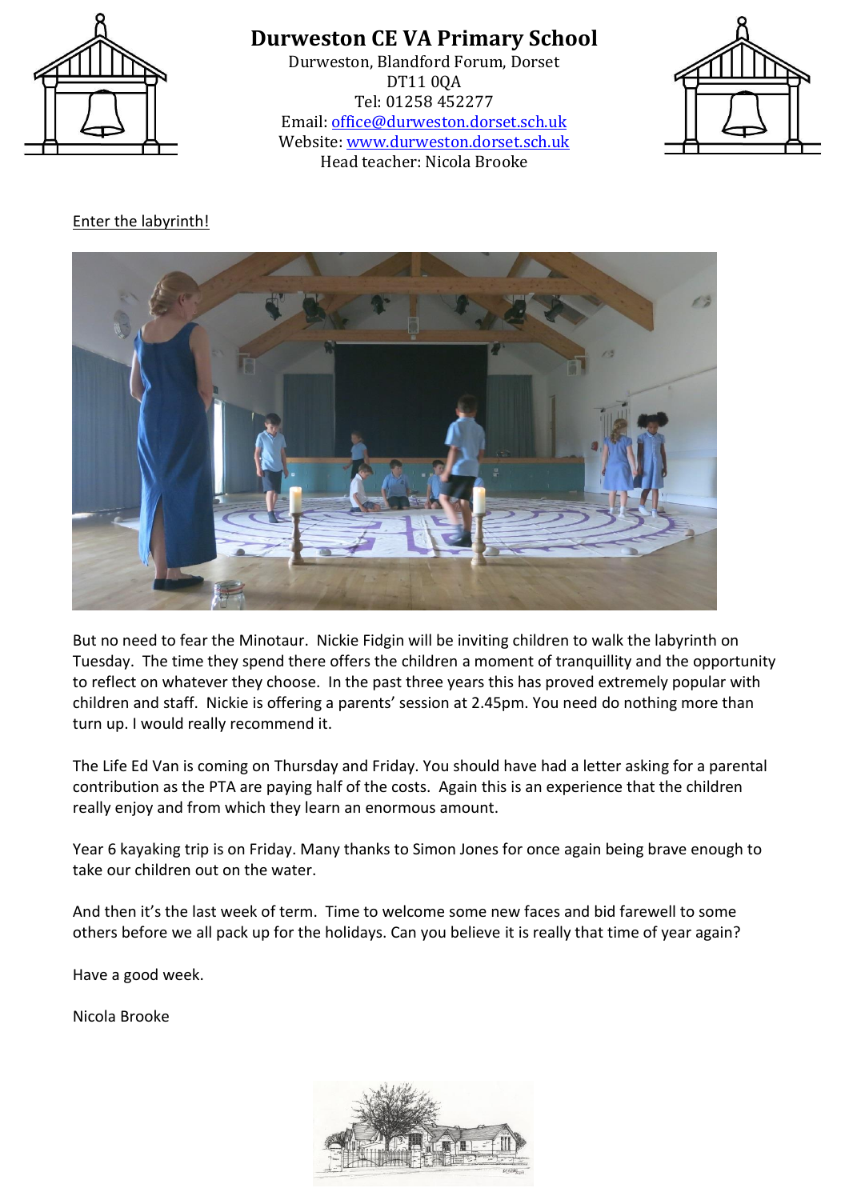# Durweston CE VA Primary School

Durweston, Blandford Forum, Dorset
DT11 0QA
Tel: 01258 452277
Email: office@durweston.dorset.sch.uk
Website: www.durweston.dorset.sch.uk
Head teacher: Nicola Brooke

Enter the labyrinth!

But no need to fear the Minotaur. Nickie Fidgin will be inviting children to walk the labyrinth on Tuesday. The time they spend there offers the children a moment of tranquillity and the opportunity to reflect on whatever they choose. In the past three years this has proved extremely popular with children and staff. Nickie is offering a parents' session at 2.45pm. You need do nothing more than turn up. I would really recommend it.

The Life Ed Van is coming on Thursday and Friday. You should have had a letter asking for a parental contribution as the PTA are paying half of the costs. Again this is an experience that the children really enjoy and from which they learn an enormous amount.

Year 6 kayaking trip is on Friday. Many thanks to Simon Jones for once again being brave enough to take our children out on the water.

And then it's the last week of term. Time to welcome some new faces and bid farewell to some others before we all pack up for the holidays. Can you believe it is really that time of year again?

Have a good week.

Nicola Brooke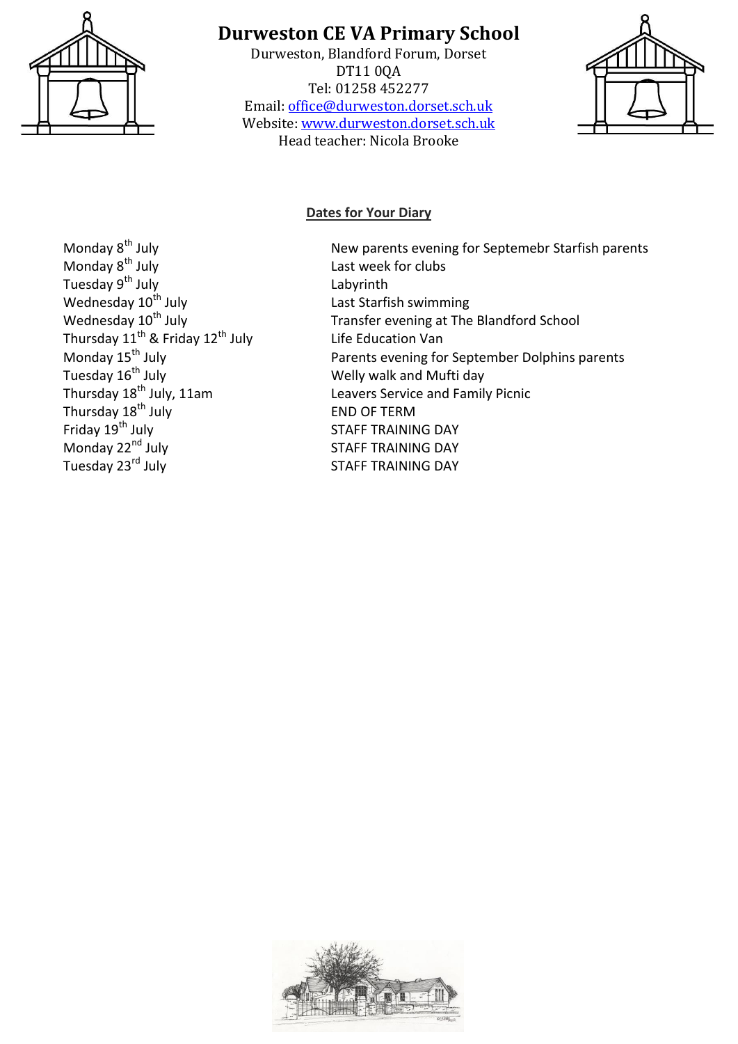# Durweston CE VA Primary School

Durweston, Blandford Forum, Dorset
DT11 0QA
Tel: 01258 452277
Email: office@durweston.dorset.sch.uk
Website: www.durweston.dorset.sch.uk
Head teacher: Nicola Brooke

## Dates for Your Diary

| | |
|---|---|
| Monday 8th July | New parents evening for Septemebr Starfish parents |
| Monday 8th July | Last week for clubs |
| Tuesday 9th July | Labyrinth |
| Wednesday 10th July | Last Starfish swimming |
| Wednesday 10th July | Transfer evening at The Blandford School |
| Thursday 11th & Friday 12th July | Life Education Van |
| Monday 15th July | Parents evening for September Dolphins parents |
| Tuesday 16th July | Welly walk and Mufti day |
| Thursday 18th July, 11am | Leavers Service and Family Picnic |
| Thursday 18th July | END OF TERM |
| Friday 19th July | STAFF TRAINING DAY |
| Monday 22nd July | STAFF TRAINING DAY |
| Tuesday 23rd July | STAFF TRAINING DAY |